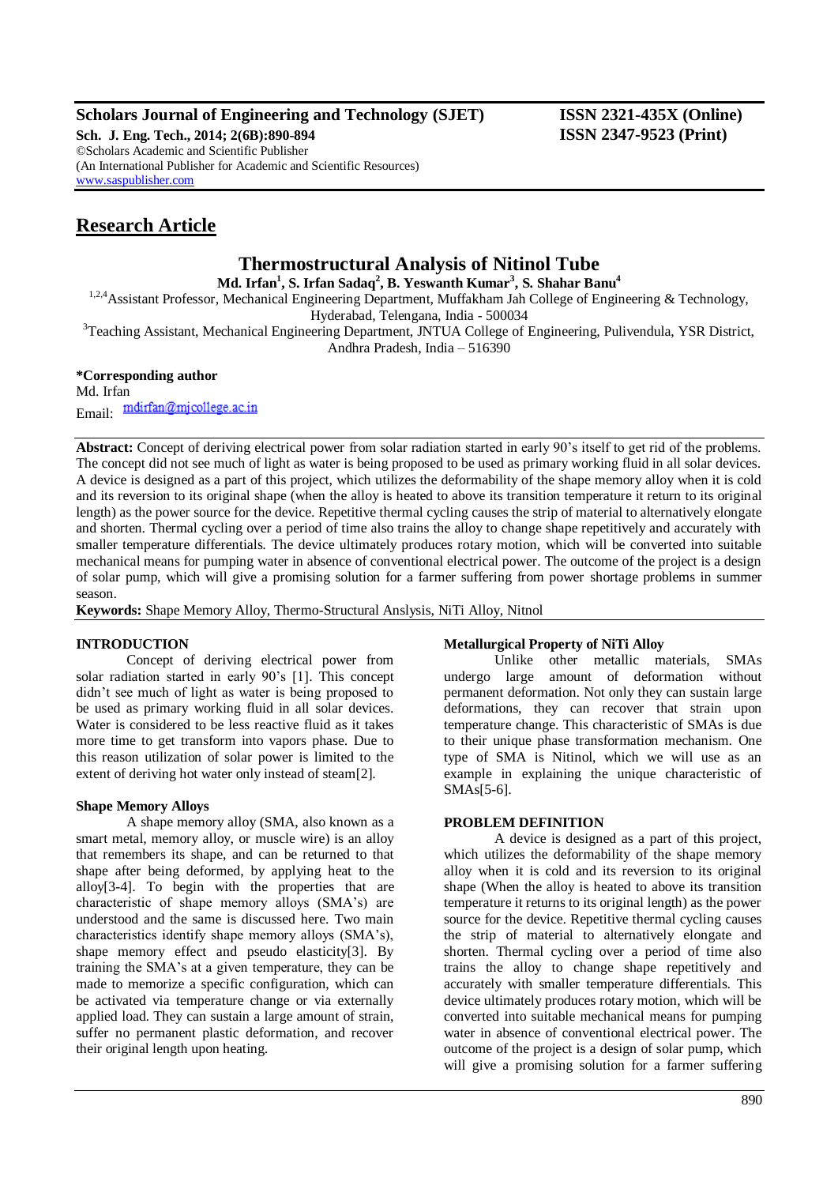**Scholars Journal of Engineering and Technology (SJET)** **ISSN 2321-435X (Online)**
**Sch. J. Eng. Tech., 2014; 2(6B):890-894** **ISSN 2347-9523 (Print)**
©Scholars Academic and Scientific Publisher
(An International Publisher for Academic and Scientific Resources)
www.saspublisher.com

## Research Article

# Thermostructural Analysis of Nitinol Tube

**Md. Irfan[1], S. Irfan Sadaq[2], B. Yeswanth Kumar[3], S. Shahar Banu[4]**

[1,2,4]Assistant Professor, Mechanical Engineering Department, Muffakham Jah College of Engineering & Technology, Hyderabad, Telengana, India - 500034

[3]Teaching Assistant, Mechanical Engineering Department, JNTUA College of Engineering, Pulivendula, YSR District, Andhra Pradesh, India – 516390

**\*Corresponding author**
Md. Irfan
Email: mdirfan@mjcollege.ac.in

**Abstract:** Concept of deriving electrical power from solar radiation started in early 90's itself to get rid of the problems. The concept did not see much of light as water is being proposed to be used as primary working fluid in all solar devices. A device is designed as a part of this project, which utilizes the deformability of the shape memory alloy when it is cold and its reversion to its original shape (when the alloy is heated to above its transition temperature it return to its original length) as the power source for the device. Repetitive thermal cycling causes the strip of material to alternatively elongate and shorten. Thermal cycling over a period of time also trains the alloy to change shape repetitively and accurately with smaller temperature differentials. The device ultimately produces rotary motion, which will be converted into suitable mechanical means for pumping water in absence of conventional electrical power. The outcome of the project is a design of solar pump, which will give a promising solution for a farmer suffering from power shortage problems in summer season.

**Keywords:** Shape Memory Alloy, Thermo-Structural Anslysis, NiTi Alloy, Nitnol

## INTRODUCTION

Concept of deriving electrical power from solar radiation started in early 90's [1]. This concept didn't see much of light as water is being proposed to be used as primary working fluid in all solar devices. Water is considered to be less reactive fluid as it takes more time to get transform into vapors phase. Due to this reason utilization of solar power is limited to the extent of deriving hot water only instead of steam[2].

### Shape Memory Alloys

A shape memory alloy (SMA, also known as a smart metal, memory alloy, or muscle wire) is an alloy that remembers its shape, and can be returned to that shape after being deformed, by applying heat to the alloy[3-4]. To begin with the properties that are characteristic of shape memory alloys (SMA's) are understood and the same is discussed here. Two main characteristics identify shape memory alloys (SMA's), shape memory effect and pseudo elasticity[3]. By training the SMA's at a given temperature, they can be made to memorize a specific configuration, which can be activated via temperature change or via externally applied load. They can sustain a large amount of strain, suffer no permanent plastic deformation, and recover their original length upon heating.

### Metallurgical Property of NiTi Alloy

Unlike other metallic materials, SMAs undergo large amount of deformation without permanent deformation. Not only they can sustain large deformations, they can recover that strain upon temperature change. This characteristic of SMAs is due to their unique phase transformation mechanism. One type of SMA is Nitinol, which we will use as an example in explaining the unique characteristic of SMAs[5-6].

## PROBLEM DEFINITION

A device is designed as a part of this project, which utilizes the deformability of the shape memory alloy when it is cold and its reversion to its original shape (When the alloy is heated to above its transition temperature it returns to its original length) as the power source for the device. Repetitive thermal cycling causes the strip of material to alternatively elongate and shorten. Thermal cycling over a period of time also trains the alloy to change shape repetitively and accurately with smaller temperature differentials. This device ultimately produces rotary motion, which will be converted into suitable mechanical means for pumping water in absence of conventional electrical power. The outcome of the project is a design of solar pump, which will give a promising solution for a farmer suffering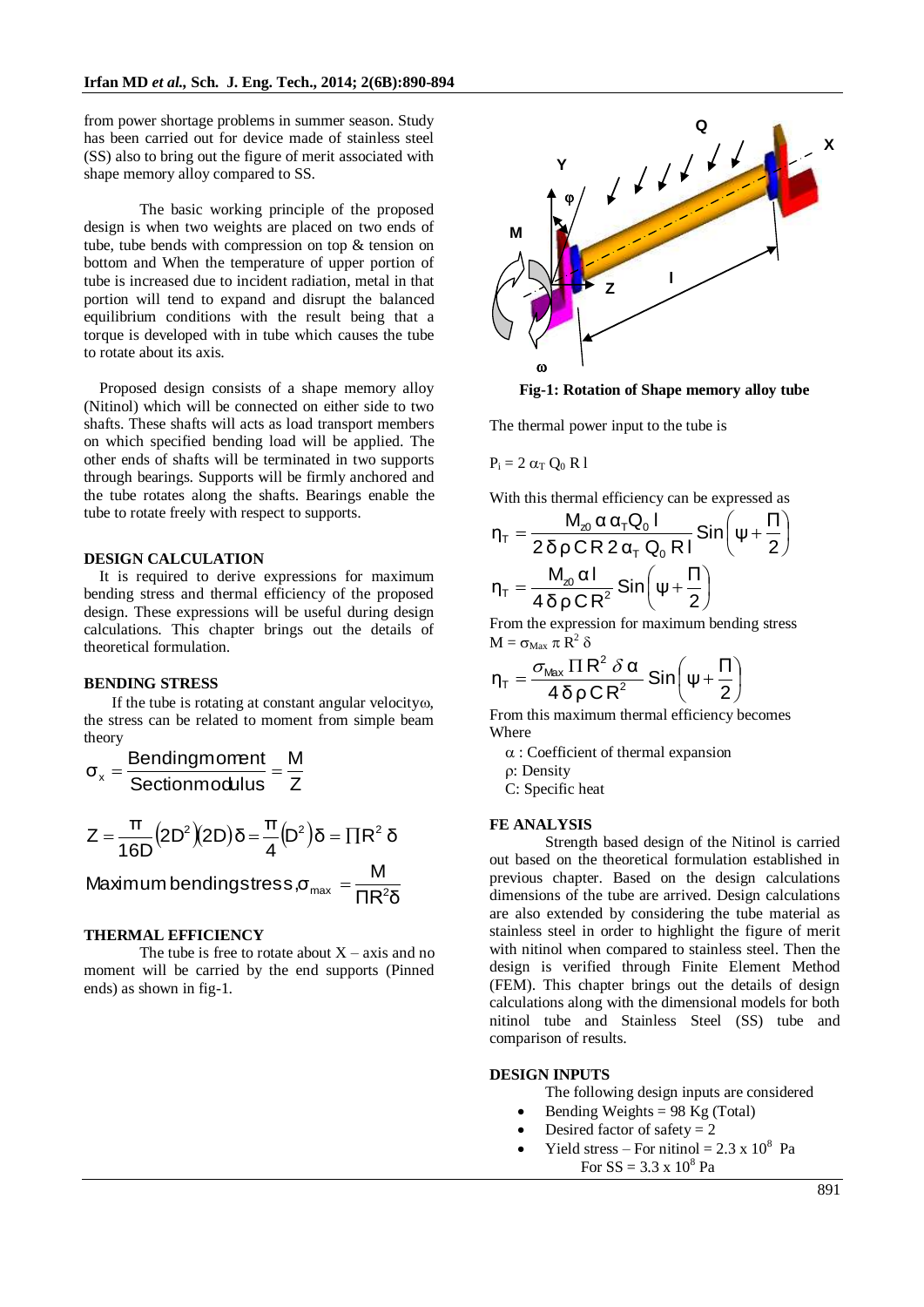from power shortage problems in summer season. Study has been carried out for device made of stainless steel (SS) also to bring out the figure of merit associated with shape memory alloy compared to SS.

The basic working principle of the proposed design is when two weights are placed on two ends of tube, tube bends with compression on top & tension on bottom and When the temperature of upper portion of tube is increased due to incident radiation, metal in that portion will tend to expand and disrupt the balanced equilibrium conditions with the result being that a torque is developed with in tube which causes the tube to rotate about its axis.

Proposed design consists of a shape memory alloy (Nitinol) which will be connected on either side to two shafts. These shafts will acts as load transport members on which specified bending load will be applied. The other ends of shafts will be terminated in two supports through bearings. Supports will be firmly anchored and the tube rotates along the shafts. Bearings enable the tube to rotate freely with respect to supports.

## DESIGN CALCULATION

It is required to derive expressions for maximum bending stress and thermal efficiency of the proposed design. These expressions will be useful during design calculations. This chapter brings out the details of theoretical formulation.

## BENDING STRESS

If the tube is rotating at constant angular velocity$\omega$, the stress can be related to moment from simple beam theory

$$\sigma_x = \frac{\text{Bending moment}}{\text{Section modulus}} = \frac{M}{Z}$$

$$Z = \frac{\pi}{16D}\left(2D^2\right)\left(2D\right)\delta = \frac{\pi}{4}\left(D^2\right)\delta = \Pi R^2\,\delta$$

$$\text{Maximum bending stress}, \sigma_{max} = \frac{M}{\Pi R^2 \delta}$$

## THERMAL EFFICIENCY

The tube is free to rotate about X – axis and no moment will be carried by the end supports (Pinned ends) as shown in fig-1.

**Fig-1: Rotation of Shape memory alloy tube**

The thermal power input to the tube is

$$P_i = 2\,\alpha_T\,Q_0\,R\,l$$

With this thermal efficiency can be expressed as

$$\eta_T = \frac{M_{20}\,\alpha\,\alpha_T Q_0\,l}{2\,\delta\,\rho\,C\,R\,2\,\alpha_T\,Q_0\,R\,l}\,\text{Sin}\left(\psi + \frac{\Pi}{2}\right)$$

$$\eta_T = \frac{M_{20}\,\alpha\,l}{4\,\delta\,\rho\,C\,R^2}\,\text{Sin}\left(\psi + \frac{\Pi}{2}\right)$$

From the expression for maximum bending stress

$M = \sigma_{Max}\,\pi\,R^2\,\delta$

$$\eta_T = \frac{\sigma_{Max}\,\Pi\,R^2\,\delta\,\alpha}{4\,\delta\,\rho\,C\,R^2}\,\text{Sin}\left(\psi + \frac{\Pi}{2}\right)$$

From this maximum thermal efficiency becomes

Where

- $\alpha$ : Coefficient of thermal expansion
- $\rho$: Density
- C: Specific heat

## FE ANALYSIS

Strength based design of the Nitinol is carried out based on the theoretical formulation established in previous chapter. Based on the design calculations dimensions of the tube are arrived. Design calculations are also extended by considering the tube material as stainless steel in order to highlight the figure of merit with nitinol when compared to stainless steel. Then the design is verified through Finite Element Method (FEM). This chapter brings out the details of design calculations along with the dimensional models for both nitinol tube and Stainless Steel (SS) tube and comparison of results.

## DESIGN INPUTS

The following design inputs are considered

- Bending Weights = 98 Kg (Total)
- Desired factor of safety = 2
- Yield stress – For nitinol = $2.3 \times 10^8$ Pa
  For SS = $3.3 \times 10^8$ Pa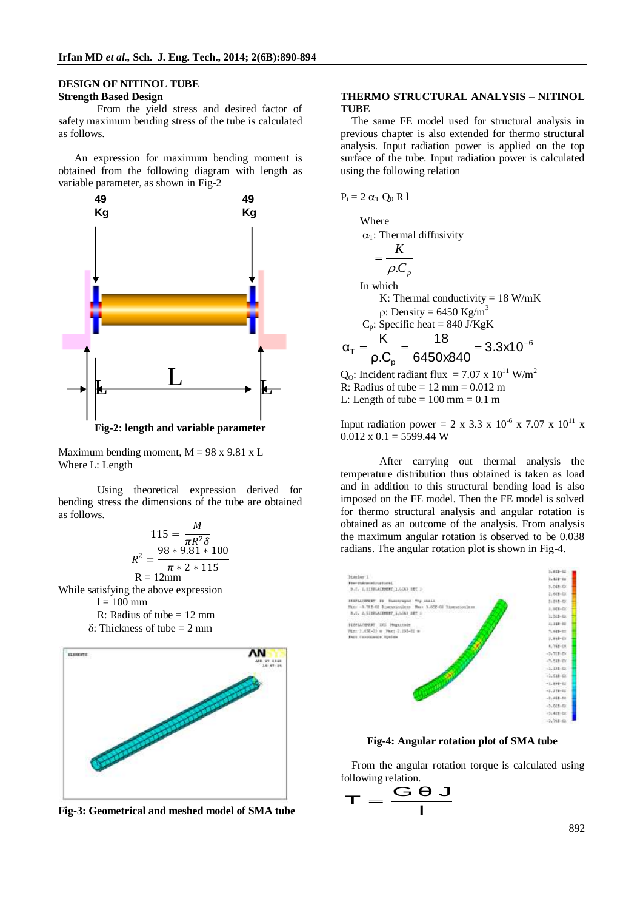## DESIGN OF NITINOL TUBE

### Strength Based Design

From the yield stress and desired factor of safety maximum bending stress of the tube is calculated as follows.

An expression for maximum bending moment is obtained from the following diagram with length as variable parameter, as shown in Fig-2

Fig-2: length and variable parameter

Maximum bending moment, M = 98 x 9.81 x L

Where L: Length

Using theoretical expression derived for bending stress the dimensions of the tube are obtained as follows.

$$115 = \frac{M}{\pi R^2 \delta}$$

$$R^2 = \frac{98 * 9.81 * 100}{\pi * 2 * 115}$$

R = 12mm

While satisfying the above expression

l = 100 mm

R: Radius of tube = 12 mm

δ: Thickness of tube = 2 mm

Fig-3: Geometrical and meshed model of SMA tube

## THERMO STRUCTURAL ANALYSIS – NITINOL TUBE

The same FE model used for structural analysis in previous chapter is also extended for thermo structural analysis. Input radiation power is applied on the top surface of the tube. Input radiation power is calculated using the following relation

$$P_i = 2\,\alpha_T\, Q_0\, R\, l$$

Where

$\alpha_T$: Thermal diffusivity

$$= \frac{K}{\rho . C_p}$$

In which

K: Thermal conductivity = 18 W/mK

ρ: Density = 6450 Kg/m$^3$

$C_p$: Specific heat = 840 J/KgK

$$\alpha_T = \frac{K}{\rho . C_p} = \frac{18}{6450 x 840} = 3.3 x 10^{-6}$$

$Q_O$: Incident radiant flux = 7.07 x $10^{11}$ W/m$^2$

R: Radius of tube = 12 mm = 0.012 m

L: Length of tube = 100 mm = 0.1 m

Input radiation power = 2 x 3.3 x $10^{-6}$ x 7.07 x $10^{11}$ x 0.012 x 0.1 = 5599.44 W

After carrying out thermal analysis the temperature distribution thus obtained is taken as load and in addition to this structural bending load is also imposed on the FE model. Then the FE model is solved for thermo structural analysis and angular rotation is obtained as an outcome of the analysis. From analysis the maximum angular rotation is observed to be 0.038 radians. The angular rotation plot is shown in Fig-4.

Fig-4: Angular rotation plot of SMA tube

From the angular rotation torque is calculated using following relation.

$$T = \frac{G\,\theta\,J}{l}$$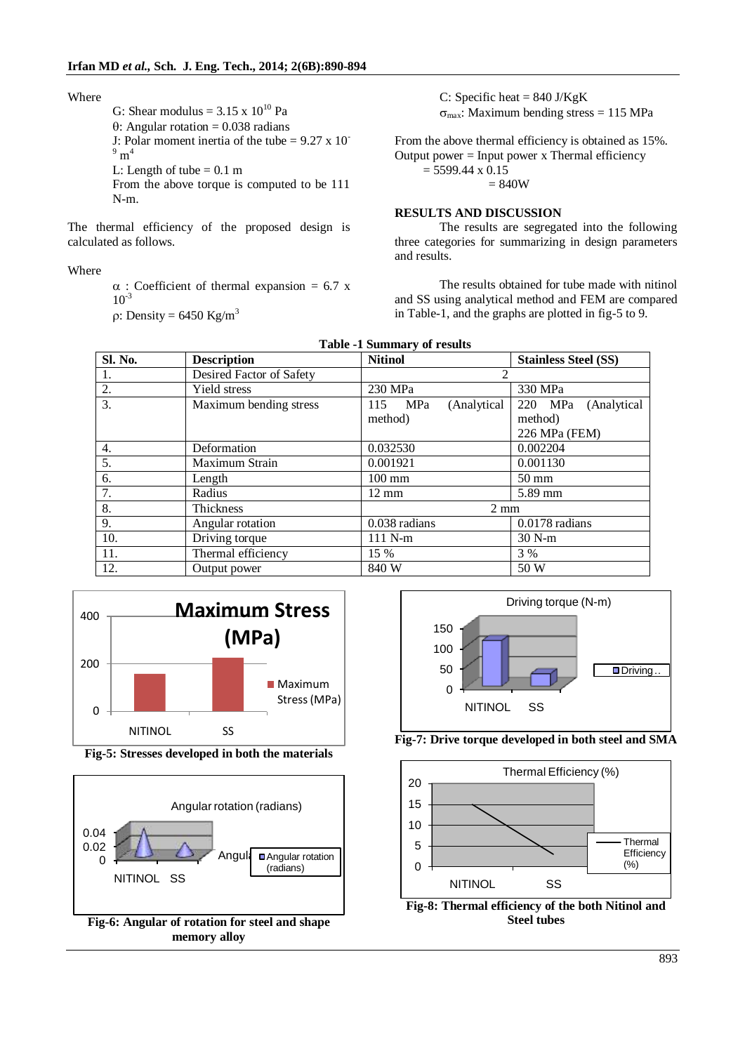Where

G: Shear modulus = $3.15 \times 10^{10}$ Pa
θ: Angular rotation = 0.038 radians
J: Polar moment inertia of the tube = $9.27 \times 10^{-9}$ $m^4$
L: Length of tube = 0.1 m
From the above torque is computed to be 111 N-m.

The thermal efficiency of the proposed design is calculated as follows.

Where

α : Coefficient of thermal expansion = $6.7 \times 10^{-3}$
ρ: Density = 6450 $Kg/m^3$
C: Specific heat = 840 J/KgK
$\sigma_{max}$: Maximum bending stress = 115 MPa

From the above thermal efficiency is obtained as 15%.
Output power = Input power x Thermal efficiency
= 5599.44 x 0.15
= 840W

## RESULTS AND DISCUSSION

The results are segregated into the following three categories for summarizing in design parameters and results.

The results obtained for tube made with nitinol and SS using analytical method and FEM are compared in Table-1, and the graphs are plotted in fig-5 to 9.

**Table -1 Summary of results**

| Sl. No. | Description | Nitinol | Stainless Steel (SS) |
|---|---|---|---|
| 1. | Desired Factor of Safety | 2 | |
| 2. | Yield stress | 230 MPa | 330 MPa |
| 3. | Maximum bending stress | 115 MPa (Analytical method) | 220 MPa (Analytical method)<br>226 MPa (FEM) |
| 4. | Deformation | 0.032530 | 0.002204 |
| 5. | Maximum Strain | 0.001921 | 0.001130 |
| 6. | Length | 100 mm | 50 mm |
| 7. | Radius | 12 mm | 5.89 mm |
| 8. | Thickness | 2 mm | |
| 9. | Angular rotation | 0.038 radians | 0.0178 radians |
| 10. | Driving torque | 111 N-m | 30 N-m |
| 11. | Thermal efficiency | 15 % | 3 % |
| 12. | Output power | 840 W | 50 W |

**Fig-5: Stresses developed in both the materials**

**Fig-6: Angular of rotation for steel and shape memory alloy**

**Fig-7: Drive torque developed in both steel and SMA**

**Fig-8: Thermal efficiency of the both Nitinol and Steel tubes**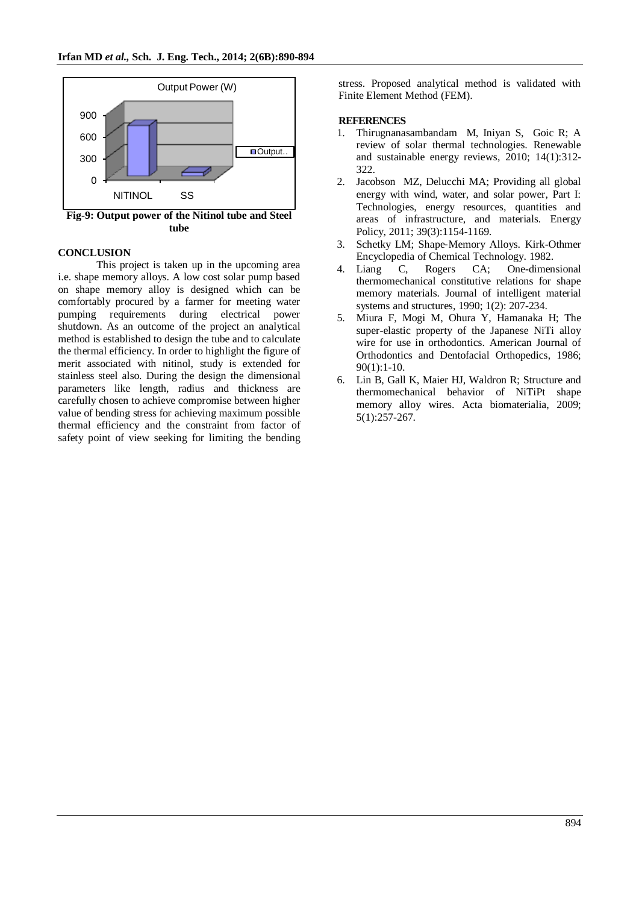Output Power (W)

900

600

300

0

NITINOL SS

Output..

**Fig-9: Output power of the Nitinol tube and Steel tube**

**CONCLUSION**

This project is taken up in the upcoming area i.e. shape memory alloys. A low cost solar pump based on shape memory alloy is designed which can be comfortably procured by a farmer for meeting water pumping requirements during electrical power shutdown. As an outcome of the project an analytical method is established to design the tube and to calculate the thermal efficiency. In order to highlight the figure of merit associated with nitinol, study is extended for stainless steel also. During the design the dimensional parameters like length, radius and thickness are carefully chosen to achieve compromise between higher value of bending stress for achieving maximum possible thermal efficiency and the constraint from factor of safety point of view seeking for limiting the bending stress. Proposed analytical method is validated with Finite Element Method (FEM).

**REFERENCES**

1. Thirugnanasambandam M, Iniyan S, Goic R; A review of solar thermal technologies. Renewable and sustainable energy reviews, 2010; 14(1):312-322.
2. Jacobson MZ, Delucchi MA; Providing all global energy with wind, water, and solar power, Part I: Technologies, energy resources, quantities and areas of infrastructure, and materials. Energy Policy, 2011; 39(3):1154-1169.
3. Schetky LM; Shape-Memory Alloys. Kirk-Othmer Encyclopedia of Chemical Technology. 1982.
4. Liang C, Rogers CA; One-dimensional thermomechanical constitutive relations for shape memory materials. Journal of intelligent material systems and structures, 1990; 1(2): 207-234.
5. Miura F, Mogi M, Ohura Y, Hamanaka H; The super-elastic property of the Japanese NiTi alloy wire for use in orthodontics. American Journal of Orthodontics and Dentofacial Orthopedics, 1986; 90(1):1-10.
6. Lin B, Gall K, Maier HJ, Waldron R; Structure and thermomechanical behavior of NiTiPt shape memory alloy wires. Acta biomaterialia, 2009; 5(1):257-267.